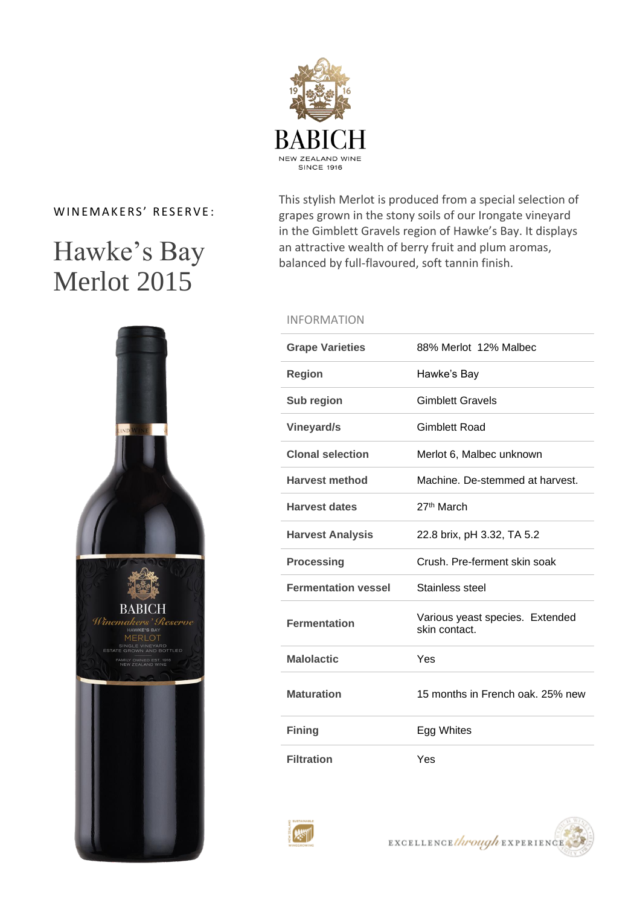BABICH

NEW ZEALAND WINE
SINCE 1916

WINEMAKERS' RESERVE:

# Hawke's Bay Merlot 2015

This stylish Merlot is produced from a special selection of grapes grown in the stony soils of our Irongate vineyard in the Gimblett Gravels region of Hawke's Bay. It displays an attractive wealth of berry fruit and plum aromas, balanced by full-flavoured, soft tannin finish.

## INFORMATION

| | |
|---|---|
| **Grape Varieties** | 88% Merlot 12% Malbec |
| **Region** | Hawke's Bay |
| **Sub region** | Gimblett Gravels |
| **Vineyard/s** | Gimblett Road |
| **Clonal selection** | Merlot 6, Malbec unknown |
| **Harvest method** | Machine. De-stemmed at harvest. |
| **Harvest dates** | 27th March |
| **Harvest Analysis** | 22.8 brix, pH 3.32, TA 5.2 |
| **Processing** | Crush. Pre-ferment skin soak |
| **Fermentation vessel** | Stainless steel |
| **Fermentation** | Various yeast species. Extended skin contact. |
| **Malolactic** | Yes |
| **Maturation** | 15 months in French oak. 25% new |
| **Fining** | Egg Whites |
| **Filtration** | Yes |

EXCELLENCE *through* EXPERIENCE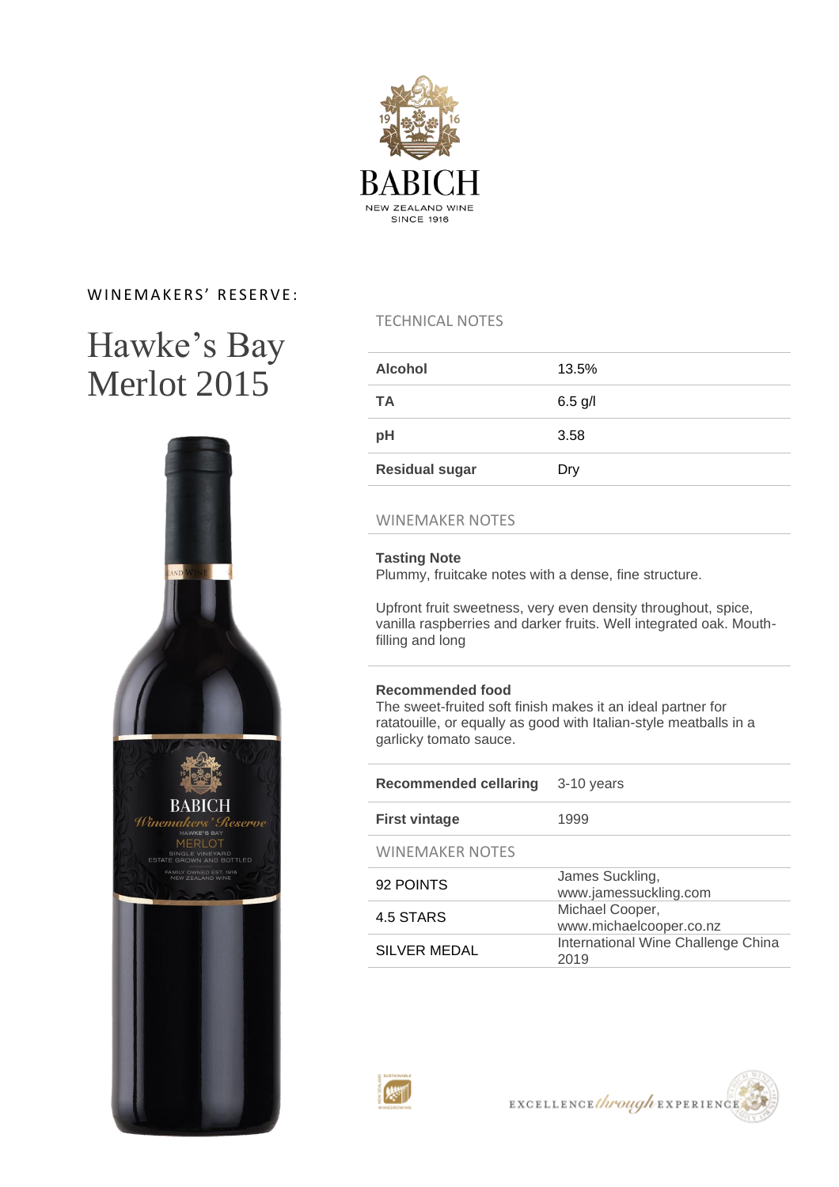BABICH

NEW ZEALAND WINE
SINCE 1916

WINEMAKERS' RESERVE:

# Hawke's Bay Merlot 2015

## TECHNICAL NOTES

| | |
|---|---|
| **Alcohol** | 13.5% |
| **TA** | 6.5 g/l |
| **pH** | 3.58 |
| **Residual sugar** | Dry |

## WINEMAKER NOTES

**Tasting Note**
Plummy, fruitcake notes with a dense, fine structure.

Upfront fruit sweetness, very even density throughout, spice, vanilla raspberries and darker fruits. Well integrated oak. Mouth-filling and long

**Recommended food**
The sweet-fruited soft finish makes it an ideal partner for ratatouille, or equally as good with Italian-style meatballs in a garlicky tomato sauce.

| | |
|---|---|
| **Recommended cellaring** | 3-10 years |
| **First vintage** | 1999 |

## WINEMAKER NOTES

| | |
|---|---|
| 92 POINTS | James Suckling, www.jamessuckling.com |
| 4.5 STARS | Michael Cooper, www.michaelcooper.co.nz |
| SILVER MEDAL | International Wine Challenge China 2019 |

EXCELLENCE *through* EXPERIENCE